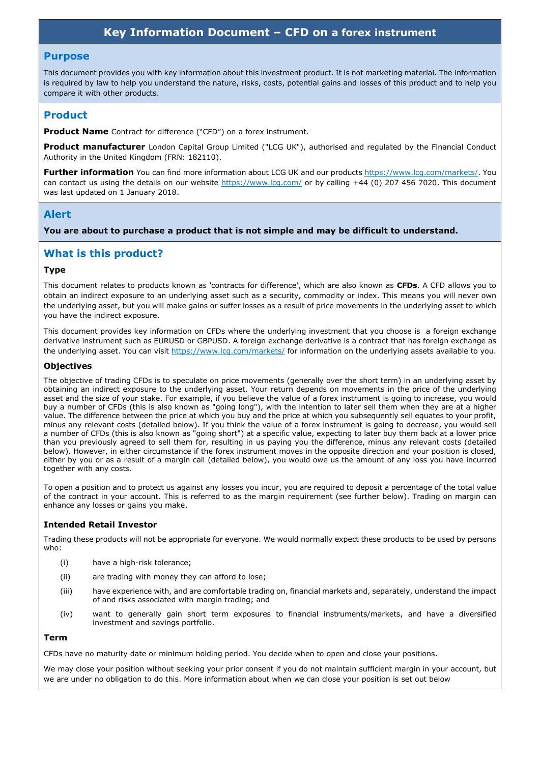# Key Information Document – CFD on a forex instrument

## Purpose

This document provides you with key information about this investment product. It is not marketing material. The information is required by law to help you understand the nature, risks, costs, potential gains and losses of this product and to help you compare it with other products.

## Product

**Product Name** Contract for difference ("CFD") on a forex instrument.

**Product manufacturer** London Capital Group Limited ("LCG UK"), authorised and regulated by the Financial Conduct Authority in the United Kingdom (FRN: 182110).

**Further information** You can find more information about LCG UK and our products https://www.lcg.com/markets/. You can contact us using the details on our website https://www.lcg.com/ or by calling +44 (0) 207 456 7020. This document was last updated on 1 January 2018.

## Alert

**You are about to purchase a product that is not simple and may be difficult to understand.**

## What is this product?

### Type

This document relates to products known as 'contracts for difference', which are also known as **CFDs**. A CFD allows you to obtain an indirect exposure to an underlying asset such as a security, commodity or index. This means you will never own the underlying asset, but you will make gains or suffer losses as a result of price movements in the underlying asset to which you have the indirect exposure.

This document provides key information on CFDs where the underlying investment that you choose is a foreign exchange derivative instrument such as EURUSD or GBPUSD. A foreign exchange derivative is a contract that has foreign exchange as the underlying asset. You can visit https://www.lcg.com/markets/ for information on the underlying assets available to you.

### Objectives

The objective of trading CFDs is to speculate on price movements (generally over the short term) in an underlying asset by obtaining an indirect exposure to the underlying asset. Your return depends on movements in the price of the underlying asset and the size of your stake. For example, if you believe the value of a forex instrument is going to increase, you would buy a number of CFDs (this is also known as "going long"), with the intention to later sell them when they are at a higher value. The difference between the price at which you buy and the price at which you subsequently sell equates to your profit, minus any relevant costs (detailed below). If you think the value of a forex instrument is going to decrease, you would sell a number of CFDs (this is also known as "going short") at a specific value, expecting to later buy them back at a lower price than you previously agreed to sell them for, resulting in us paying you the difference, minus any relevant costs (detailed below). However, in either circumstance if the forex instrument moves in the opposite direction and your position is closed, either by you or as a result of a margin call (detailed below), you would owe us the amount of any loss you have incurred together with any costs.

To open a position and to protect us against any losses you incur, you are required to deposit a percentage of the total value of the contract in your account. This is referred to as the margin requirement (see further below). Trading on margin can enhance any losses or gains you make.

### Intended Retail Investor

Trading these products will not be appropriate for everyone. We would normally expect these products to be used by persons who:

(i) have a high-risk tolerance;

(ii) are trading with money they can afford to lose;

(iii) have experience with, and are comfortable trading on, financial markets and, separately, understand the impact of and risks associated with margin trading; and

(iv) want to generally gain short term exposures to financial instruments/markets, and have a diversified investment and savings portfolio.

### Term

CFDs have no maturity date or minimum holding period. You decide when to open and close your positions.

We may close your position without seeking your prior consent if you do not maintain sufficient margin in your account, but we are under no obligation to do this. More information about when we can close your position is set out below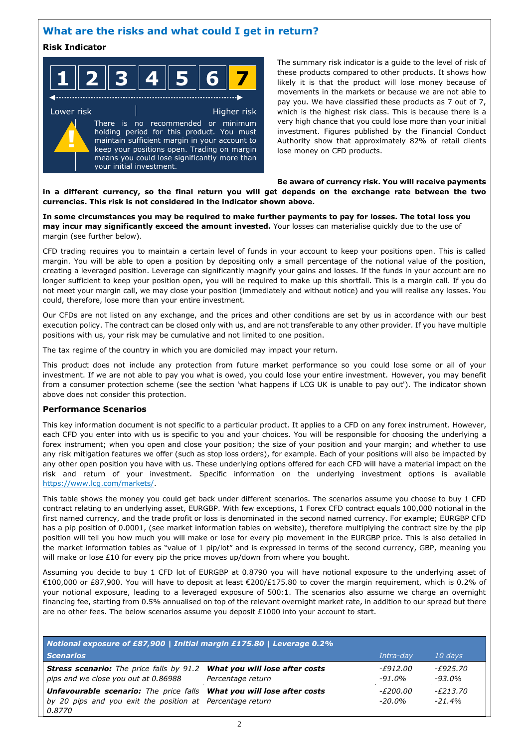## What are the risks and what could I get in return?

### Risk Indicator

| 1 | 2 | 3 | 4 | 5 | 6 | **7** |
|---|---|---|---|---|---|---|

Lower risk — Higher risk

There is no recommended or minimum holding period for this product. You must maintain sufficient margin in your account to keep your positions open. Trading on margin means you could lose significantly more than your initial investment.

The summary risk indicator is a guide to the level of risk of these products compared to other products. It shows how likely it is that the product will lose money because of movements in the markets or because we are not able to pay you. We have classified these products as 7 out of 7, which is the highest risk class. This is because there is a very high chance that you could lose more than your initial investment. Figures published by the Financial Conduct Authority show that approximately 82% of retail clients lose money on CFD products.

**Be aware of currency risk. You will receive payments in a different currency, so the final return you will get depends on the exchange rate between the two currencies. This risk is not considered in the indicator shown above.**

**In some circumstances you may be required to make further payments to pay for losses. The total loss you may incur may significantly exceed the amount invested.** Your losses can materialise quickly due to the use of margin (see further below).

CFD trading requires you to maintain a certain level of funds in your account to keep your positions open. This is called margin. You will be able to open a position by depositing only a small percentage of the notional value of the position, creating a leveraged position. Leverage can significantly magnify your gains and losses. If the funds in your account are no longer sufficient to keep your position open, you will be required to make up this shortfall. This is a margin call. If you do not meet your margin call, we may close your position (immediately and without notice) and you will realise any losses. You could, therefore, lose more than your entire investment.

Our CFDs are not listed on any exchange, and the prices and other conditions are set by us in accordance with our best execution policy. The contract can be closed only with us, and are not transferable to any other provider. If you have multiple positions with us, your risk may be cumulative and not limited to one position.

The tax regime of the country in which you are domiciled may impact your return.

This product does not include any protection from future market performance so you could lose some or all of your investment. If we are not able to pay you what is owed, you could lose your entire investment. However, you may benefit from a consumer protection scheme (see the section 'what happens if LCG UK is unable to pay out'). The indicator shown above does not consider this protection.

### Performance Scenarios

This key information document is not specific to a particular product. It applies to a CFD on any forex instrument. However, each CFD you enter into with us is specific to you and your choices. You will be responsible for choosing the underlying a forex instrument; when you open and close your position; the size of your position and your margin; and whether to use any risk mitigation features we offer (such as stop loss orders), for example. Each of your positions will also be impacted by any other open position you have with us. These underlying options offered for each CFD will have a material impact on the risk and return of your investment. Specific information on the underlying investment options is available https://www.lcg.com/markets/.

This table shows the money you could get back under different scenarios. The scenarios assume you choose to buy 1 CFD contract relating to an underlying asset, EURGBP. With few exceptions, 1 Forex CFD contract equals 100,000 notional in the first named currency, and the trade profit or loss is denominated in the second named currency. For example; EURGBP CFD has a pip position of 0.0001, (see market information tables on website), therefore multiplying the contract size by the pip position will tell you how much you will make or lose for every pip movement in the EURGBP price. This is also detailed in the market information tables as "value of 1 pip/lot" and is expressed in terms of the second currency, GBP, meaning you will make or lose £10 for every pip the price moves up/down from where you bought.

Assuming you decide to buy 1 CFD lot of EURGBP at 0.8790 you will have notional exposure to the underlying asset of €100,000 or £87,900. You will have to deposit at least €200/£175.80 to cover the margin requirement, which is 0.2% of your notional exposure, leading to a leveraged exposure of 500:1. The scenarios also assume we charge an overnight financing fee, starting from 0.5% annualised on top of the relevant overnight market rate, in addition to our spread but there are no other fees. The below scenarios assume you deposit £1000 into your account to start.

| ***Notional exposure of £87,900 \| Initial margin £175.80 \| Leverage 0.2%*** | | | |
|---|---|---|---|
| ***Scenarios*** | | *Intra-day* | *10 days* |
| ***Stress scenario:*** *The price falls by 91.2 pips and we close you out at 0.86988* | ***What you will lose after costs*** | *-£912.00* | *-£925.70* |
| | *Percentage return* | *-91.0%* | *-93.0%* |
| ***Unfavourable scenario:*** *The price falls by 20 pips and you exit the position at 0.8770* | ***What you will lose after costs*** | *-£200.00* | *-£213.70* |
| | *Percentage return* | *-20.0%* | *-21.4%* |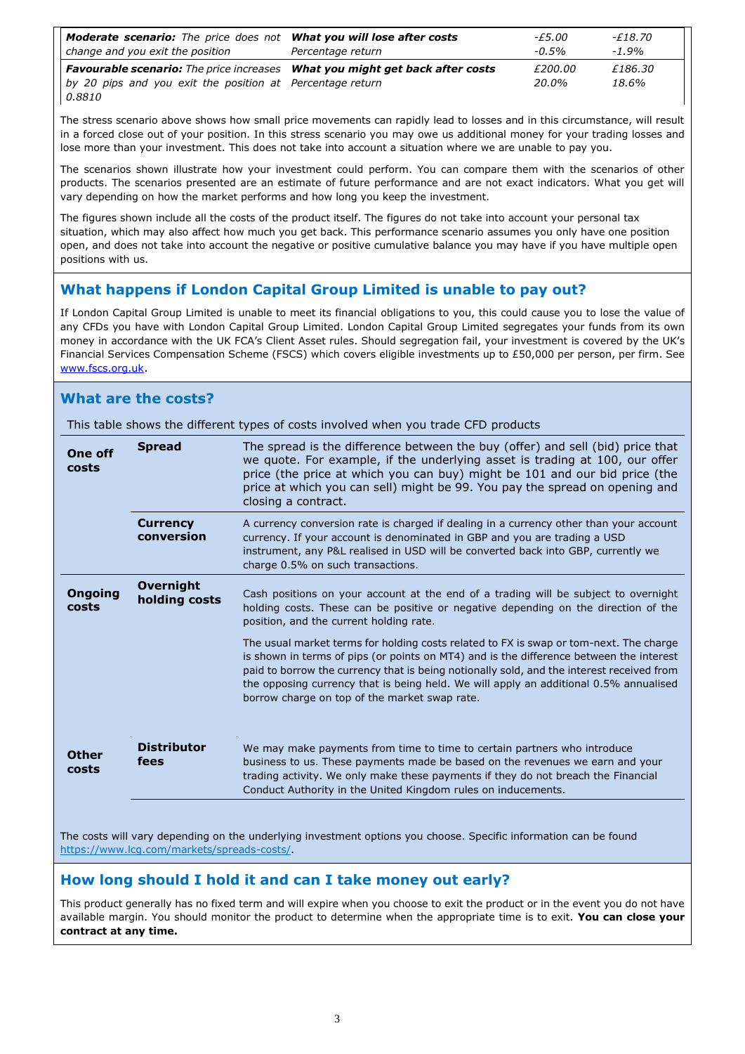| | | | |
|---|---|---|---|
| ***Moderate scenario:*** *The price does not change and you exit the position* | ***What you will lose after costs*** *Percentage return* | *-£5.00* *-0.5%* | *-£18.70* *-1.9%* |
| ***Favourable scenario:*** *The price increases by 20 pips and you exit the position at 0.8810* | ***What you might get back after costs*** *Percentage return* | *£200.00* *20.0%* | *£186.30* *18.6%* |

The stress scenario above shows how small price movements can rapidly lead to losses and in this circumstance, will result in a forced close out of your position. In this stress scenario you may owe us additional money for your trading losses and lose more than your investment. This does not take into account a situation where we are unable to pay you.

The scenarios shown illustrate how your investment could perform. You can compare them with the scenarios of other products. The scenarios presented are an estimate of future performance and are not exact indicators. What you get will vary depending on how the market performs and how long you keep the investment.

The figures shown include all the costs of the product itself. The figures do not take into account your personal tax situation, which may also affect how much you get back. This performance scenario assumes you only have one position open, and does not take into account the negative or positive cumulative balance you may have if you have multiple open positions with us.

## What happens if London Capital Group Limited is unable to pay out?

If London Capital Group Limited is unable to meet its financial obligations to you, this could cause you to lose the value of any CFDs you have with London Capital Group Limited. London Capital Group Limited segregates your funds from its own money in accordance with the UK FCA's Client Asset rules. Should segregation fail, your investment is covered by the UK's Financial Services Compensation Scheme (FSCS) which covers eligible investments up to £50,000 per person, per firm. See www.fscs.org.uk.

## What are the costs?

This table shows the different types of costs involved when you trade CFD products

| | | |
|---|---|---|
| **One off costs** | **Spread** | The spread is the difference between the buy (offer) and sell (bid) price that we quote. For example, if the underlying asset is trading at 100, our offer price (the price at which you can buy) might be 101 and our bid price (the price at which you can sell) might be 99. You pay the spread on opening and closing a contract. |
| | **Currency conversion** | A currency conversion rate is charged if dealing in a currency other than your account currency. If your account is denominated in GBP and you are trading a USD instrument, any P&L realised in USD will be converted back into GBP, currently we charge 0.5% on such transactions. |
| **Ongoing costs** | **Overnight holding costs** | Cash positions on your account at the end of a trading will be subject to overnight holding costs. These can be positive or negative depending on the direction of the position, and the current holding rate. The usual market terms for holding costs related to FX is swap or tom-next. The charge is shown in terms of pips (or points on MT4) and is the difference between the interest paid to borrow the currency that is being notionally sold, and the interest received from the opposing currency that is being held. We will apply an additional 0.5% annualised borrow charge on top of the market swap rate. |
| **Other costs** | **Distributor fees** | We may make payments from time to time to certain partners who introduce business to us. These payments made be based on the revenues we earn and your trading activity. We only make these payments if they do not breach the Financial Conduct Authority in the United Kingdom rules on inducements. |

The costs will vary depending on the underlying investment options you choose. Specific information can be found https://www.lcg.com/markets/spreads-costs/.

## How long should I hold it and can I take money out early?

This product generally has no fixed term and will expire when you choose to exit the product or in the event you do not have available margin. You should monitor the product to determine when the appropriate time is to exit. **You can close your contract at any time.**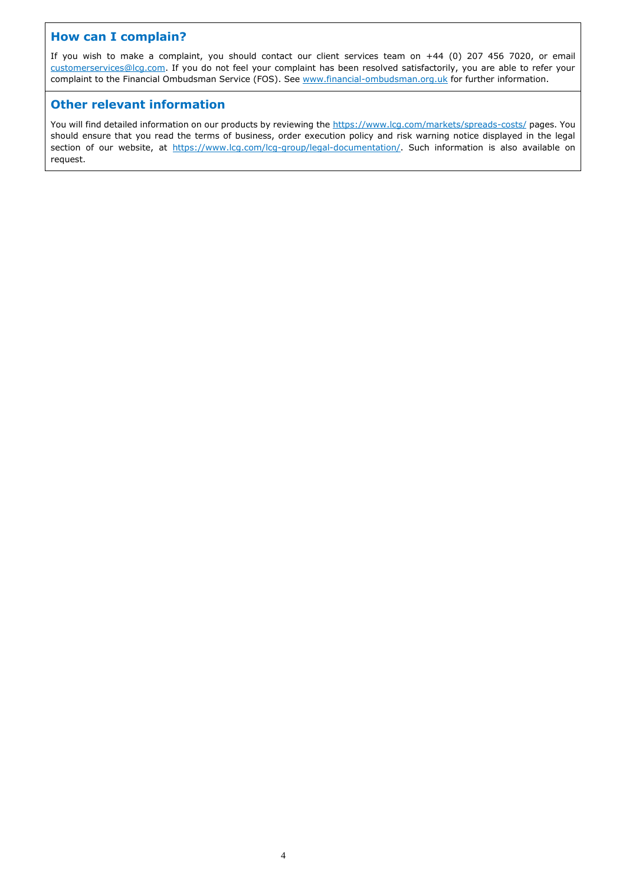## How can I complain?

If you wish to make a complaint, you should contact our client services team on +44 (0) 207 456 7020, or email customerservices@lcg.com. If you do not feel your complaint has been resolved satisfactorily, you are able to refer your complaint to the Financial Ombudsman Service (FOS). See www.financial-ombudsman.org.uk for further information.

## Other relevant information

You will find detailed information on our products by reviewing the https://www.lcg.com/markets/spreads-costs/ pages. You should ensure that you read the terms of business, order execution policy and risk warning notice displayed in the legal section of our website, at https://www.lcg.com/lcg-group/legal-documentation/. Such information is also available on request.